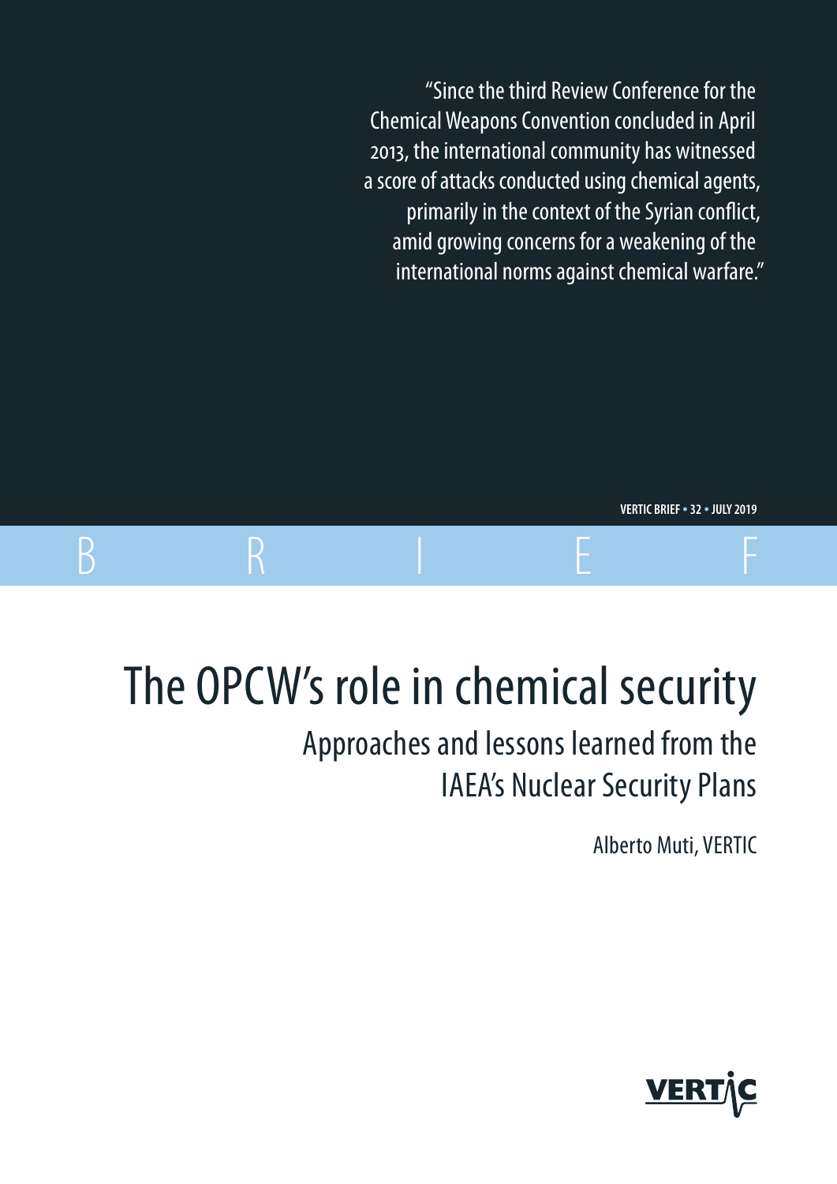"Since the third Review Conference for the Chemical Weapons Convention concluded in April 2013, the international community has witnessed a score of attacks conducted using chemical agents, primarily in the context of the Syrian conflict, amid growing concerns for a weakening of the international norms against chemical warfare."

VERTIC BRIEF • 32 • JULY 2019

B R I E F

# The OPCW's role in chemical security

## Approaches and lessons learned from the IAEA's Nuclear Security Plans

Alberto Muti, VERTIC

VERTIC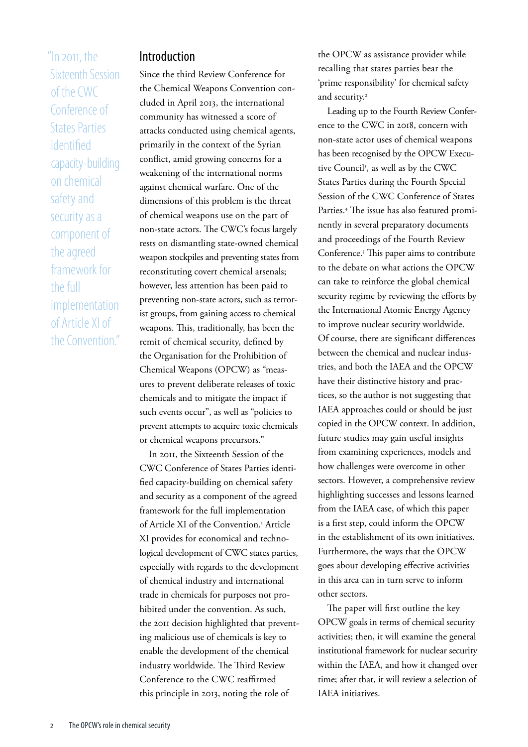> "In 2011, the Sixteenth Session of the CWC Conference of States Parties identified capacity-building on chemical safety and security as a component of the agreed framework for the full implementation of Article XI of the Convention."

## Introduction

Since the third Review Conference for the Chemical Weapons Convention concluded in April 2013, the international community has witnessed a score of attacks conducted using chemical agents, primarily in the context of the Syrian conflict, amid growing concerns for a weakening of the international norms against chemical warfare. One of the dimensions of this problem is the threat of chemical weapons use on the part of non-state actors. The CWC's focus largely rests on dismantling state-owned chemical weapon stockpiles and preventing states from reconstituting covert chemical arsenals; however, less attention has been paid to preventing non-state actors, such as terrorist groups, from gaining access to chemical weapons. This, traditionally, has been the remit of chemical security, defined by the Organisation for the Prohibition of Chemical Weapons (OPCW) as "measures to prevent deliberate releases of toxic chemicals and to mitigate the impact if such events occur", as well as "policies to prevent attempts to acquire toxic chemicals or chemical weapons precursors."

In 2011, the Sixteenth Session of the CWC Conference of States Parties identified capacity-building on chemical safety and security as a component of the agreed framework for the full implementation of Article XI of the Convention.[1] Article XI provides for economical and technological development of CWC states parties, especially with regards to the development of chemical industry and international trade in chemicals for purposes not prohibited under the convention. As such, the 2011 decision highlighted that preventing malicious use of chemicals is key to enable the development of the chemical industry worldwide. The Third Review Conference to the CWC reaffirmed this principle in 2013, noting the role of the OPCW as assistance provider while recalling that states parties bear the 'prime responsibility' for chemical safety and security.[2]

Leading up to the Fourth Review Conference to the CWC in 2018, concern with non-state actor uses of chemical weapons has been recognised by the OPCW Executive Council[3], as well as by the CWC States Parties during the Fourth Special Session of the CWC Conference of States Parties.[4] The issue has also featured prominently in several preparatory documents and proceedings of the Fourth Review Conference.[5] This paper aims to contribute to the debate on what actions the OPCW can take to reinforce the global chemical security regime by reviewing the efforts by the International Atomic Energy Agency to improve nuclear security worldwide. Of course, there are significant differences between the chemical and nuclear industries, and both the IAEA and the OPCW have their distinctive history and practices, so the author is not suggesting that IAEA approaches could or should be just copied in the OPCW context. In addition, future studies may gain useful insights from examining experiences, models and how challenges were overcome in other sectors. However, a comprehensive review highlighting successes and lessons learned from the IAEA case, of which this paper is a first step, could inform the OPCW in the establishment of its own initiatives. Furthermore, the ways that the OPCW goes about developing effective activities in this area can in turn serve to inform other sectors.

The paper will first outline the key OPCW goals in terms of chemical security activities; then, it will examine the general institutional framework for nuclear security within the IAEA, and how it changed over time; after that, it will review a selection of IAEA initiatives.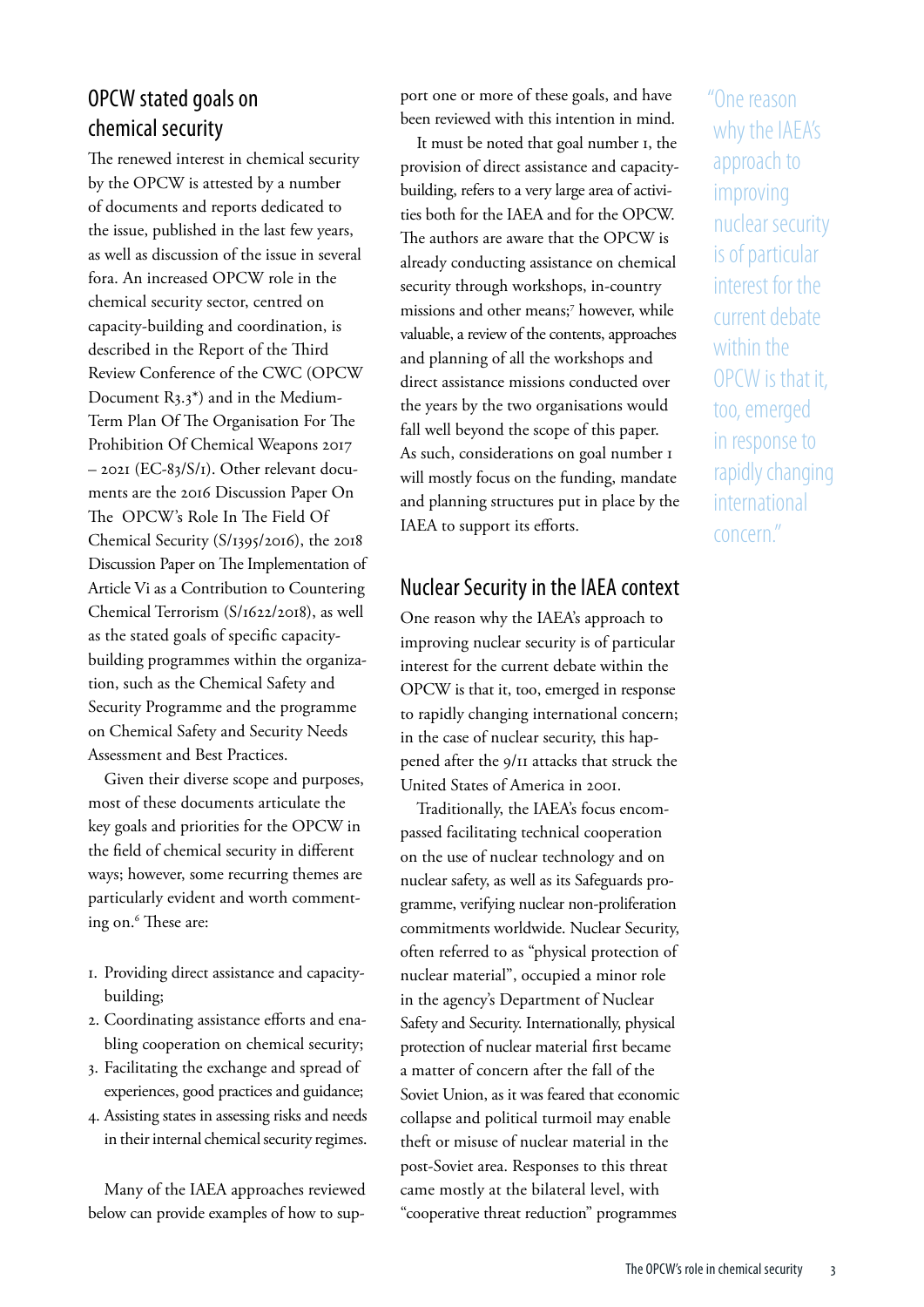## OPCW stated goals on chemical security

The renewed interest in chemical security by the OPCW is attested by a number of documents and reports dedicated to the issue, published in the last few years, as well as discussion of the issue in several fora. An increased OPCW role in the chemical security sector, centred on capacity-building and coordination, is described in the Report of the Third Review Conference of the CWC (OPCW Document R3.3*) and in the Medium-Term Plan Of The Organisation For The Prohibition Of Chemical Weapons 2017 – 2021 (EC-83/S/1). Other relevant documents are the 2016 Discussion Paper On The OPCW's Role In The Field Of Chemical Security (S/1395/2016), the 2018 Discussion Paper on The Implementation of Article Vi as a Contribution to Countering Chemical Terrorism (S/1622/2018), as well as the stated goals of specific capacity-building programmes within the organization, such as the Chemical Safety and Security Programme and the programme on Chemical Safety and Security Needs Assessment and Best Practices.

Given their diverse scope and purposes, most of these documents articulate the key goals and priorities for the OPCW in the field of chemical security in different ways; however, some recurring themes are particularly evident and worth commenting on.[6] These are:

1. Providing direct assistance and capacity-building;
2. Coordinating assistance efforts and enabling cooperation on chemical security;
3. Facilitating the exchange and spread of experiences, good practices and guidance;
4. Assisting states in assessing risks and needs in their internal chemical security regimes.

Many of the IAEA approaches reviewed below can provide examples of how to support one or more of these goals, and have been reviewed with this intention in mind.

It must be noted that goal number 1, the provision of direct assistance and capacity-building, refers to a very large area of activities both for the IAEA and for the OPCW. The authors are aware that the OPCW is already conducting assistance on chemical security through workshops, in-country missions and other means;[7] however, while valuable, a review of the contents, approaches and planning of all the workshops and direct assistance missions conducted over the years by the two organisations would fall well beyond the scope of this paper. As such, considerations on goal number 1 will mostly focus on the funding, mandate and planning structures put in place by the IAEA to support its efforts.

## Nuclear Security in the IAEA context

One reason why the IAEA's approach to improving nuclear security is of particular interest for the current debate within the OPCW is that it, too, emerged in response to rapidly changing international concern; in the case of nuclear security, this happened after the 9/11 attacks that struck the United States of America in 2001.

Traditionally, the IAEA's focus encompassed facilitating technical cooperation on the use of nuclear technology and on nuclear safety, as well as its Safeguards programme, verifying nuclear non-proliferation commitments worldwide. Nuclear Security, often referred to as "physical protection of nuclear material", occupied a minor role in the agency's Department of Nuclear Safety and Security. Internationally, physical protection of nuclear material first became a matter of concern after the fall of the Soviet Union, as it was feared that economic collapse and political turmoil may enable theft or misuse of nuclear material in the post-Soviet area. Responses to this threat came mostly at the bilateral level, with "cooperative threat reduction" programmes

> "One reason why the IAEA's approach to improving nuclear security is of particular interest for the current debate within the OPCW is that it, too, emerged in response to rapidly changing international concern."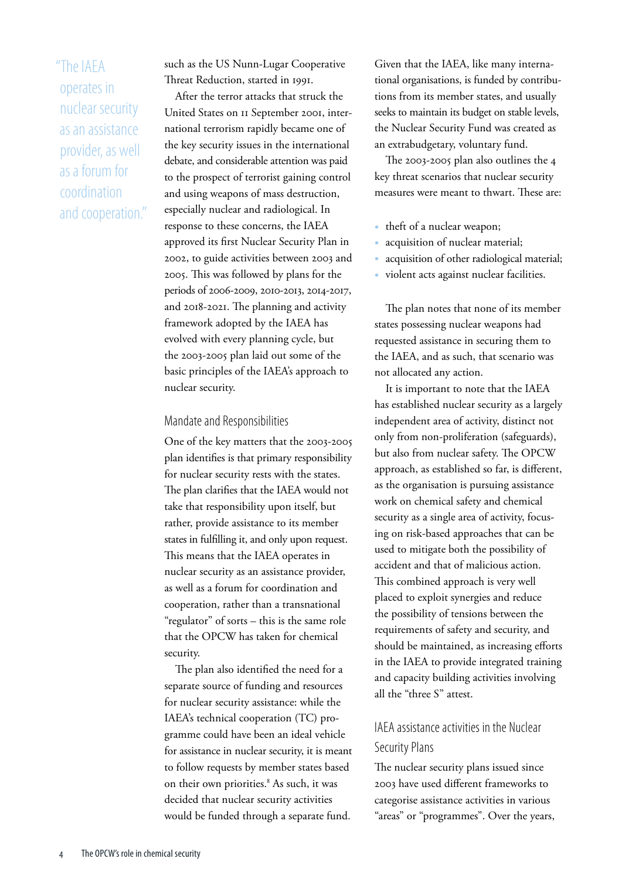> "The IAEA operates in nuclear security as an assistance provider, as well as a forum for coordination and cooperation."

such as the US Nunn-Lugar Cooperative Threat Reduction, started in 1991.

After the terror attacks that struck the United States on 11 September 2001, international terrorism rapidly became one of the key security issues in the international debate, and considerable attention was paid to the prospect of terrorist gaining control and using weapons of mass destruction, especially nuclear and radiological. In response to these concerns, the IAEA approved its first Nuclear Security Plan in 2002, to guide activities between 2003 and 2005. This was followed by plans for the periods of 2006-2009, 2010-2013, 2014-2017, and 2018-2021. The planning and activity framework adopted by the IAEA has evolved with every planning cycle, but the 2003-2005 plan laid out some of the basic principles of the IAEA's approach to nuclear security.

## Mandate and Responsibilities

One of the key matters that the 2003-2005 plan identifies is that primary responsibility for nuclear security rests with the states. The plan clarifies that the IAEA would not take that responsibility upon itself, but rather, provide assistance to its member states in fulfilling it, and only upon request. This means that the IAEA operates in nuclear security as an assistance provider, as well as a forum for coordination and cooperation, rather than a transnational "regulator" of sorts – this is the same role that the OPCW has taken for chemical security.

The plan also identified the need for a separate source of funding and resources for nuclear security assistance: while the IAEA's technical cooperation (TC) programme could have been an ideal vehicle for assistance in nuclear security, it is meant to follow requests by member states based on their own priorities.[8] As such, it was decided that nuclear security activities would be funded through a separate fund. Given that the IAEA, like many international organisations, is funded by contributions from its member states, and usually seeks to maintain its budget on stable levels, the Nuclear Security Fund was created as an extrabudgetary, voluntary fund.

The 2003-2005 plan also outlines the 4 key threat scenarios that nuclear security measures were meant to thwart. These are:

- theft of a nuclear weapon;
- acquisition of nuclear material;
- acquisition of other radiological material;
- violent acts against nuclear facilities.

The plan notes that none of its member states possessing nuclear weapons had requested assistance in securing them to the IAEA, and as such, that scenario was not allocated any action.

It is important to note that the IAEA has established nuclear security as a largely independent area of activity, distinct not only from non-proliferation (safeguards), but also from nuclear safety. The OPCW approach, as established so far, is different, as the organisation is pursuing assistance work on chemical safety and chemical security as a single area of activity, focusing on risk-based approaches that can be used to mitigate both the possibility of accident and that of malicious action. This combined approach is very well placed to exploit synergies and reduce the possibility of tensions between the requirements of safety and security, and should be maintained, as increasing efforts in the IAEA to provide integrated training and capacity building activities involving all the "three S" attest.

## IAEA assistance activities in the Nuclear Security Plans

The nuclear security plans issued since 2003 have used different frameworks to categorise assistance activities in various "areas" or "programmes". Over the years,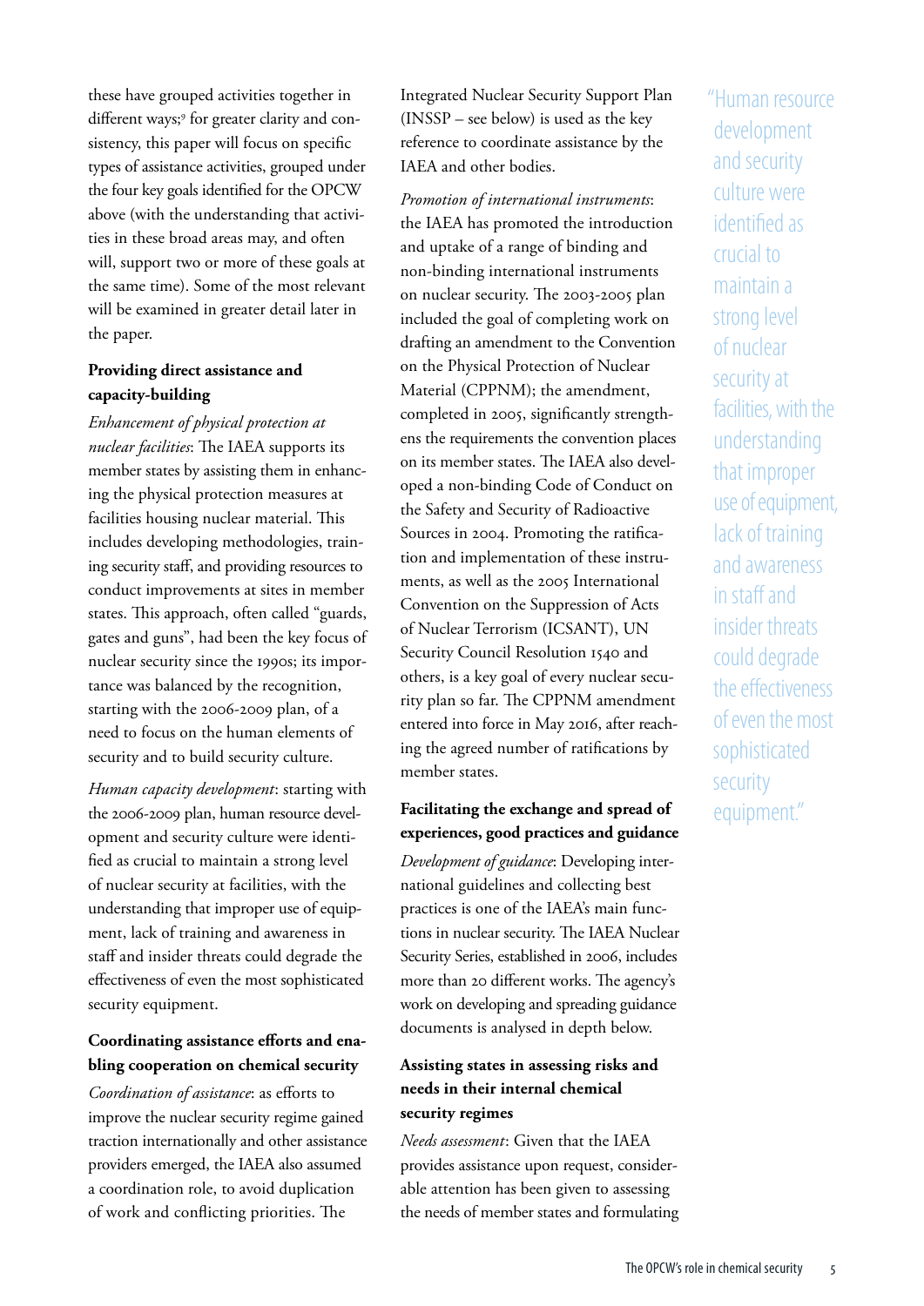these have grouped activities together in different ways;[9] for greater clarity and consistency, this paper will focus on specific types of assistance activities, grouped under the four key goals identified for the OPCW above (with the understanding that activities in these broad areas may, and often will, support two or more of these goals at the same time). Some of the most relevant will be examined in greater detail later in the paper.

**Providing direct assistance and capacity-building**

*Enhancement of physical protection at nuclear facilities*: The IAEA supports its member states by assisting them in enhancing the physical protection measures at facilities housing nuclear material. This includes developing methodologies, training security staff, and providing resources to conduct improvements at sites in member states. This approach, often called "guards, gates and guns", had been the key focus of nuclear security since the 1990s; its importance was balanced by the recognition, starting with the 2006-2009 plan, of a need to focus on the human elements of security and to build security culture.

*Human capacity development*: starting with the 2006-2009 plan, human resource development and security culture were identified as crucial to maintain a strong level of nuclear security at facilities, with the understanding that improper use of equipment, lack of training and awareness in staff and insider threats could degrade the effectiveness of even the most sophisticated security equipment.

**Coordinating assistance efforts and enabling cooperation on chemical security**

*Coordination of assistance*: as efforts to improve the nuclear security regime gained traction internationally and other assistance providers emerged, the IAEA also assumed a coordination role, to avoid duplication of work and conflicting priorities. The Integrated Nuclear Security Support Plan (INSSP – see below) is used as the key reference to coordinate assistance by the IAEA and other bodies.

*Promotion of international instruments*: the IAEA has promoted the introduction and uptake of a range of binding and non-binding international instruments on nuclear security. The 2003-2005 plan included the goal of completing work on drafting an amendment to the Convention on the Physical Protection of Nuclear Material (CPPNM); the amendment, completed in 2005, significantly strengthens the requirements the convention places on its member states. The IAEA also developed a non-binding Code of Conduct on the Safety and Security of Radioactive Sources in 2004. Promoting the ratification and implementation of these instruments, as well as the 2005 International Convention on the Suppression of Acts of Nuclear Terrorism (ICSANT), UN Security Council Resolution 1540 and others, is a key goal of every nuclear security plan so far. The CPPNM amendment entered into force in May 2016, after reaching the agreed number of ratifications by member states.

**Facilitating the exchange and spread of experiences, good practices and guidance**

*Development of guidance*: Developing international guidelines and collecting best practices is one of the IAEA's main functions in nuclear security. The IAEA Nuclear Security Series, established in 2006, includes more than 20 different works. The agency's work on developing and spreading guidance documents is analysed in depth below.

**Assisting states in assessing risks and needs in their internal chemical security regimes**

*Needs assessment*: Given that the IAEA provides assistance upon request, considerable attention has been given to assessing the needs of member states and formulating

"Human resource development and security culture were identified as crucial to maintain a strong level of nuclear security at facilities, with the understanding that improper use of equipment, lack of training and awareness in staff and insider threats could degrade the effectiveness of even the most sophisticated security equipment."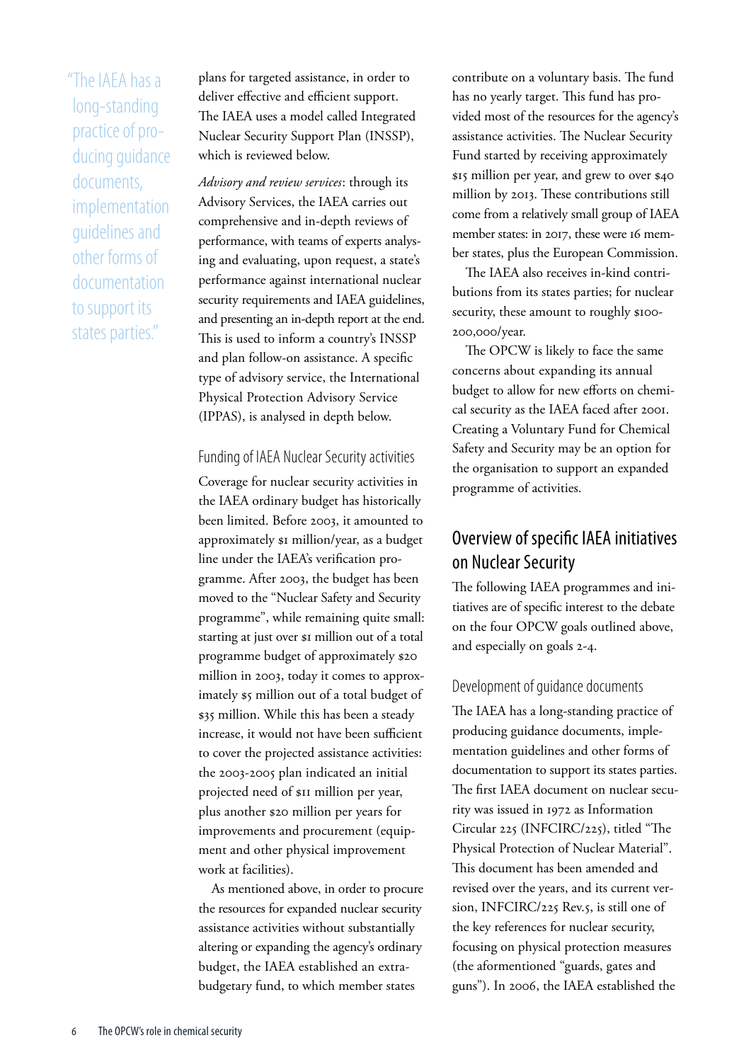"The IAEA has a long-standing practice of producing guidance documents, implementation guidelines and other forms of documentation to support its states parties."

plans for targeted assistance, in order to deliver effective and efficient support. The IAEA uses a model called Integrated Nuclear Security Support Plan (INSSP), which is reviewed below.

*Advisory and review services*: through its Advisory Services, the IAEA carries out comprehensive and in-depth reviews of performance, with teams of experts analysing and evaluating, upon request, a state's performance against international nuclear security requirements and IAEA guidelines, and presenting an in-depth report at the end. This is used to inform a country's INSSP and plan follow-on assistance. A specific type of advisory service, the International Physical Protection Advisory Service (IPPAS), is analysed in depth below.

### Funding of IAEA Nuclear Security activities

Coverage for nuclear security activities in the IAEA ordinary budget has historically been limited. Before 2003, it amounted to approximately $1 million/year, as a budget line under the IAEA's verification programme. After 2003, the budget has been moved to the "Nuclear Safety and Security programme", while remaining quite small: starting at just over $1 million out of a total programme budget of approximately $20 million in 2003, today it comes to approximately $5 million out of a total budget of $35 million. While this has been a steady increase, it would not have been sufficient to cover the projected assistance activities: the 2003-2005 plan indicated an initial projected need of $11 million per year, plus another $20 million per years for improvements and procurement (equipment and other physical improvement work at facilities).

As mentioned above, in order to procure the resources for expanded nuclear security assistance activities without substantially altering or expanding the agency's ordinary budget, the IAEA established an extra-budgetary fund, to which member states contribute on a voluntary basis. The fund has no yearly target. This fund has provided most of the resources for the agency's assistance activities. The Nuclear Security Fund started by receiving approximately $15 million per year, and grew to over $40 million by 2013. These contributions still come from a relatively small group of IAEA member states: in 2017, these were 16 member states, plus the European Commission.

The IAEA also receives in-kind contributions from its states parties; for nuclear security, these amount to roughly $100-200,000/year.

The OPCW is likely to face the same concerns about expanding its annual budget to allow for new efforts on chemical security as the IAEA faced after 2001. Creating a Voluntary Fund for Chemical Safety and Security may be an option for the organisation to support an expanded programme of activities.

## Overview of specific IAEA initiatives on Nuclear Security

The following IAEA programmes and initiatives are of specific interest to the debate on the four OPCW goals outlined above, and especially on goals 2-4.

### Development of guidance documents

The IAEA has a long-standing practice of producing guidance documents, implementation guidelines and other forms of documentation to support its states parties. The first IAEA document on nuclear security was issued in 1972 as Information Circular 225 (INFCIRC/225), titled "The Physical Protection of Nuclear Material". This document has been amended and revised over the years, and its current version, INFCIRC/225 Rev.5, is still one of the key references for nuclear security, focusing on physical protection measures (the aforementioned "guards, gates and guns"). In 2006, the IAEA established the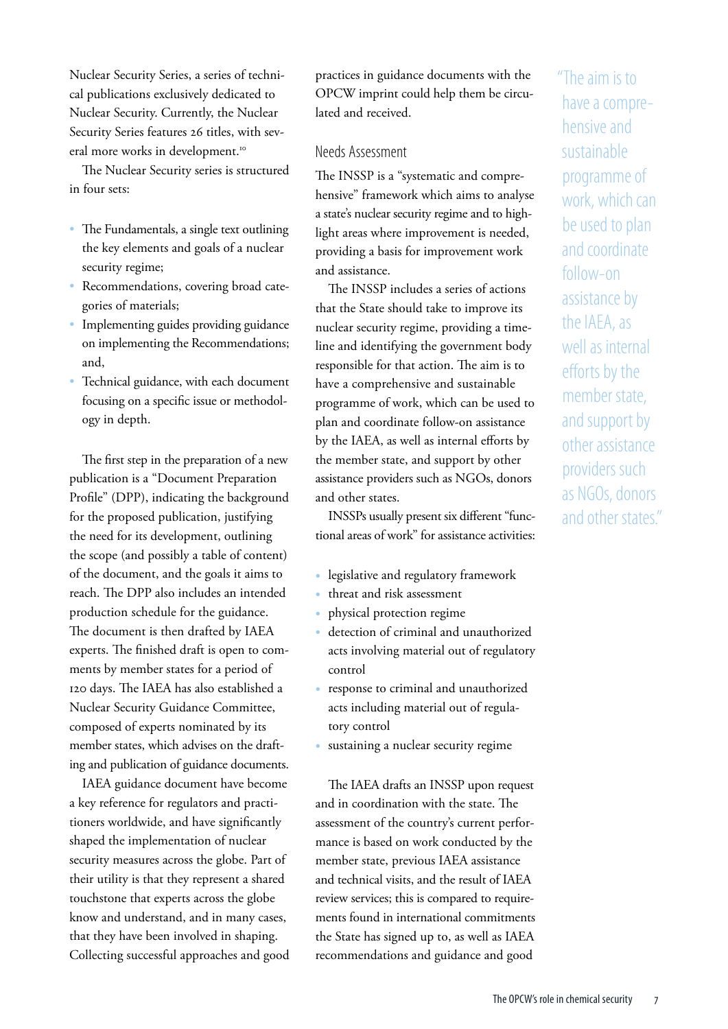Nuclear Security Series, a series of technical publications exclusively dedicated to Nuclear Security. Currently, the Nuclear Security Series features 26 titles, with several more works in development.[10]

The Nuclear Security series is structured in four sets:

- The Fundamentals, a single text outlining the key elements and goals of a nuclear security regime;
- Recommendations, covering broad categories of materials;
- Implementing guides providing guidance on implementing the Recommendations; and,
- Technical guidance, with each document focusing on a specific issue or methodology in depth.

The first step in the preparation of a new publication is a "Document Preparation Profile" (DPP), indicating the background for the proposed publication, justifying the need for its development, outlining the scope (and possibly a table of content) of the document, and the goals it aims to reach. The DPP also includes an intended production schedule for the guidance. The document is then drafted by IAEA experts. The finished draft is open to comments by member states for a period of 120 days. The IAEA has also established a Nuclear Security Guidance Committee, composed of experts nominated by its member states, which advises on the drafting and publication of guidance documents.

IAEA guidance document have become a key reference for regulators and practitioners worldwide, and have significantly shaped the implementation of nuclear security measures across the globe. Part of their utility is that they represent a shared touchstone that experts across the globe know and understand, and in many cases, that they have been involved in shaping. Collecting successful approaches and good practices in guidance documents with the OPCW imprint could help them be circulated and received.

## Needs Assessment

The INSSP is a "systematic and comprehensive" framework which aims to analyse a state's nuclear security regime and to highlight areas where improvement is needed, providing a basis for improvement work and assistance.

The INSSP includes a series of actions that the State should take to improve its nuclear security regime, providing a timeline and identifying the government body responsible for that action. The aim is to have a comprehensive and sustainable programme of work, which can be used to plan and coordinate follow-on assistance by the IAEA, as well as internal efforts by the member state, and support by other assistance providers such as NGOs, donors and other states.

> "The aim is to have a comprehensive and sustainable programme of work, which can be used to plan and coordinate follow-on assistance by the IAEA, as well as internal efforts by the member state, and support by other assistance providers such as NGOs, donors and other states."

INSSPs usually present six different "functional areas of work" for assistance activities:

- legislative and regulatory framework
- threat and risk assessment
- physical protection regime
- detection of criminal and unauthorized acts involving material out of regulatory control
- response to criminal and unauthorized acts including material out of regulatory control
- sustaining a nuclear security regime

The IAEA drafts an INSSP upon request and in coordination with the state. The assessment of the country's current performance is based on work conducted by the member state, previous IAEA assistance and technical visits, and the result of IAEA review services; this is compared to requirements found in international commitments the State has signed up to, as well as IAEA recommendations and guidance and good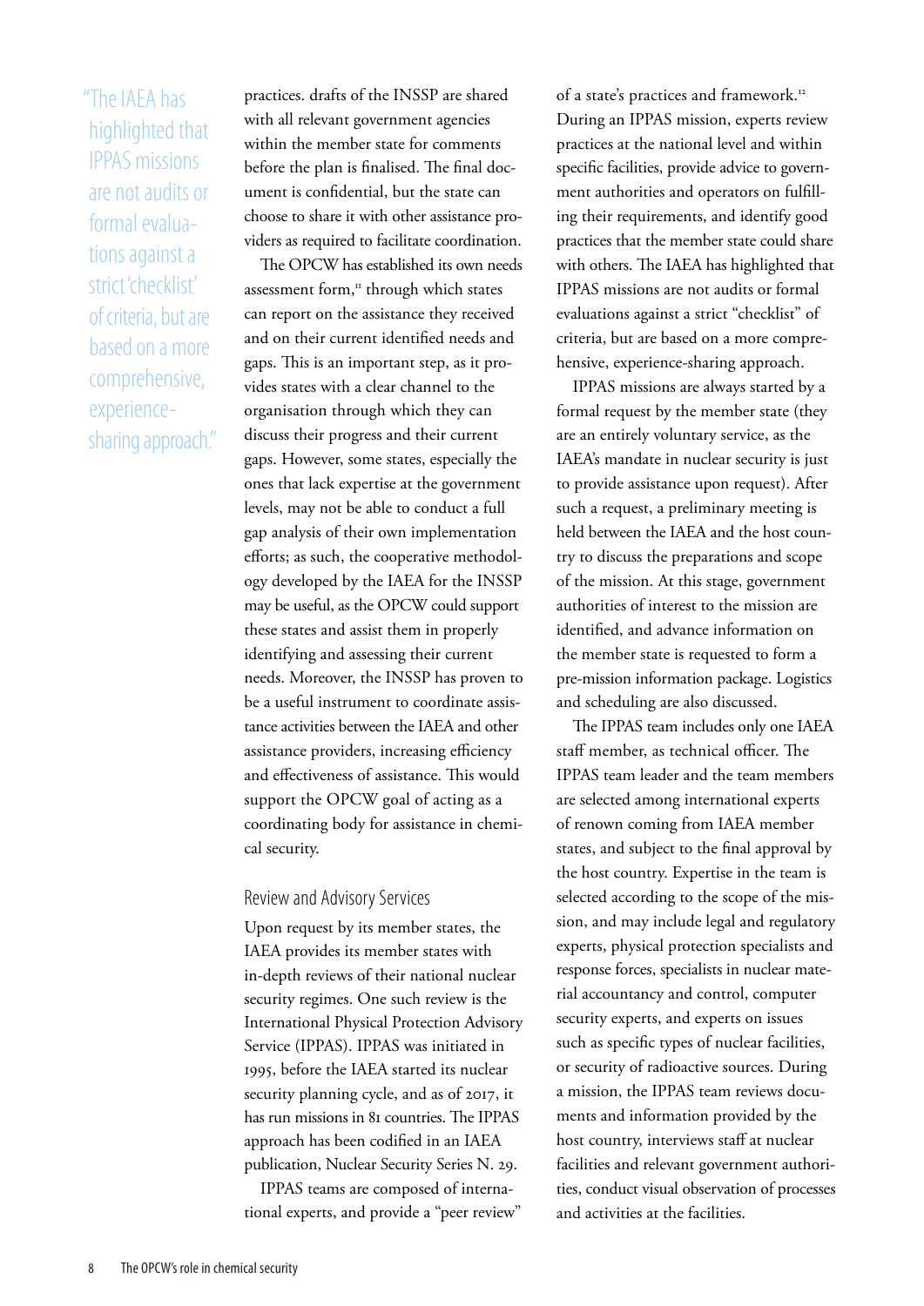> "The IAEA has highlighted that IPPAS missions are not audits or formal evaluations against a strict 'checklist' of criteria, but are based on a more comprehensive, experience-sharing approach."

practices. drafts of the INSSP are shared with all relevant government agencies within the member state for comments before the plan is finalised. The final document is confidential, but the state can choose to share it with other assistance providers as required to facilitate coordination.

The OPCW has established its own needs assessment form,[11] through which states can report on the assistance they received and on their current identified needs and gaps. This is an important step, as it provides states with a clear channel to the organisation through which they can discuss their progress and their current gaps. However, some states, especially the ones that lack expertise at the government levels, may not be able to conduct a full gap analysis of their own implementation efforts; as such, the cooperative methodology developed by the IAEA for the INSSP may be useful, as the OPCW could support these states and assist them in properly identifying and assessing their current needs. Moreover, the INSSP has proven to be a useful instrument to coordinate assistance activities between the IAEA and other assistance providers, increasing efficiency and effectiveness of assistance. This would support the OPCW goal of acting as a coordinating body for assistance in chemical security.

## Review and Advisory Services

Upon request by its member states, the IAEA provides its member states with in-depth reviews of their national nuclear security regimes. One such review is the International Physical Protection Advisory Service (IPPAS). IPPAS was initiated in 1995, before the IAEA started its nuclear security planning cycle, and as of 2017, it has run missions in 81 countries. The IPPAS approach has been codified in an IAEA publication, Nuclear Security Series N. 29.

IPPAS teams are composed of international experts, and provide a "peer review" of a state's practices and framework.[12] During an IPPAS mission, experts review practices at the national level and within specific facilities, provide advice to government authorities and operators on fulfilling their requirements, and identify good practices that the member state could share with others. The IAEA has highlighted that IPPAS missions are not audits or formal evaluations against a strict "checklist" of criteria, but are based on a more comprehensive, experience-sharing approach.

IPPAS missions are always started by a formal request by the member state (they are an entirely voluntary service, as the IAEA's mandate in nuclear security is just to provide assistance upon request). After such a request, a preliminary meeting is held between the IAEA and the host country to discuss the preparations and scope of the mission. At this stage, government authorities of interest to the mission are identified, and advance information on the member state is requested to form a pre-mission information package. Logistics and scheduling are also discussed.

The IPPAS team includes only one IAEA staff member, as technical officer. The IPPAS team leader and the team members are selected among international experts of renown coming from IAEA member states, and subject to the final approval by the host country. Expertise in the team is selected according to the scope of the mission, and may include legal and regulatory experts, physical protection specialists and response forces, specialists in nuclear material accountancy and control, computer security experts, and experts on issues such as specific types of nuclear facilities, or security of radioactive sources. During a mission, the IPPAS team reviews documents and information provided by the host country, interviews staff at nuclear facilities and relevant government authorities, conduct visual observation of processes and activities at the facilities.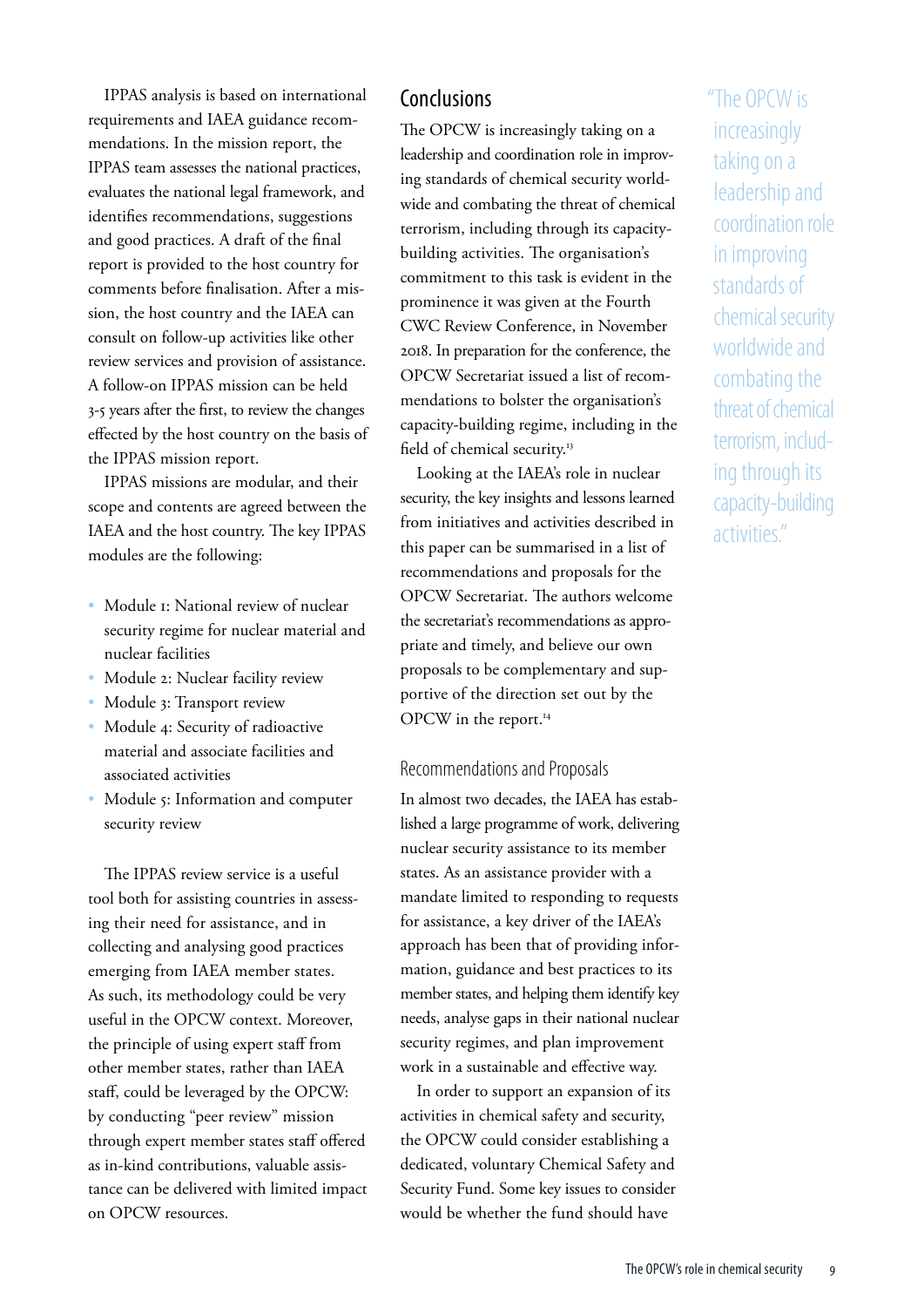IPPAS analysis is based on international requirements and IAEA guidance recommendations. In the mission report, the IPPAS team assesses the national practices, evaluates the national legal framework, and identifies recommendations, suggestions and good practices. A draft of the final report is provided to the host country for comments before finalisation. After a mission, the host country and the IAEA can consult on follow-up activities like other review services and provision of assistance. A follow-on IPPAS mission can be held 3-5 years after the first, to review the changes effected by the host country on the basis of the IPPAS mission report.

IPPAS missions are modular, and their scope and contents are agreed between the IAEA and the host country. The key IPPAS modules are the following:

- Module 1: National review of nuclear security regime for nuclear material and nuclear facilities
- Module 2: Nuclear facility review
- Module 3: Transport review
- Module 4: Security of radioactive material and associate facilities and associated activities
- Module 5: Information and computer security review

The IPPAS review service is a useful tool both for assisting countries in assessing their need for assistance, and in collecting and analysing good practices emerging from IAEA member states. As such, its methodology could be very useful in the OPCW context. Moreover, the principle of using expert staff from other member states, rather than IAEA staff, could be leveraged by the OPCW: by conducting "peer review" mission through expert member states staff offered as in-kind contributions, valuable assistance can be delivered with limited impact on OPCW resources.

## Conclusions

The OPCW is increasingly taking on a leadership and coordination role in improving standards of chemical security worldwide and combating the threat of chemical terrorism, including through its capacity-building activities. The organisation's commitment to this task is evident in the prominence it was given at the Fourth CWC Review Conference, in November 2018. In preparation for the conference, the OPCW Secretariat issued a list of recommendations to bolster the organisation's capacity-building regime, including in the field of chemical security.[13]

Looking at the IAEA's role in nuclear security, the key insights and lessons learned from initiatives and activities described in this paper can be summarised in a list of recommendations and proposals for the OPCW Secretariat. The authors welcome the secretariat's recommendations as appropriate and timely, and believe our own proposals to be complementary and supportive of the direction set out by the OPCW in the report.[14]

### Recommendations and Proposals

In almost two decades, the IAEA has established a large programme of work, delivering nuclear security assistance to its member states. As an assistance provider with a mandate limited to responding to requests for assistance, a key driver of the IAEA's approach has been that of providing information, guidance and best practices to its member states, and helping them identify key needs, analyse gaps in their national nuclear security regimes, and plan improvement work in a sustainable and effective way.

In order to support an expansion of its activities in chemical safety and security, the OPCW could consider establishing a dedicated, voluntary Chemical Safety and Security Fund. Some key issues to consider would be whether the fund should have

> "The OPCW is increasingly taking on a leadership and coordination role in improving standards of chemical security worldwide and combating the threat of chemical terrorism, including through its capacity-building activities."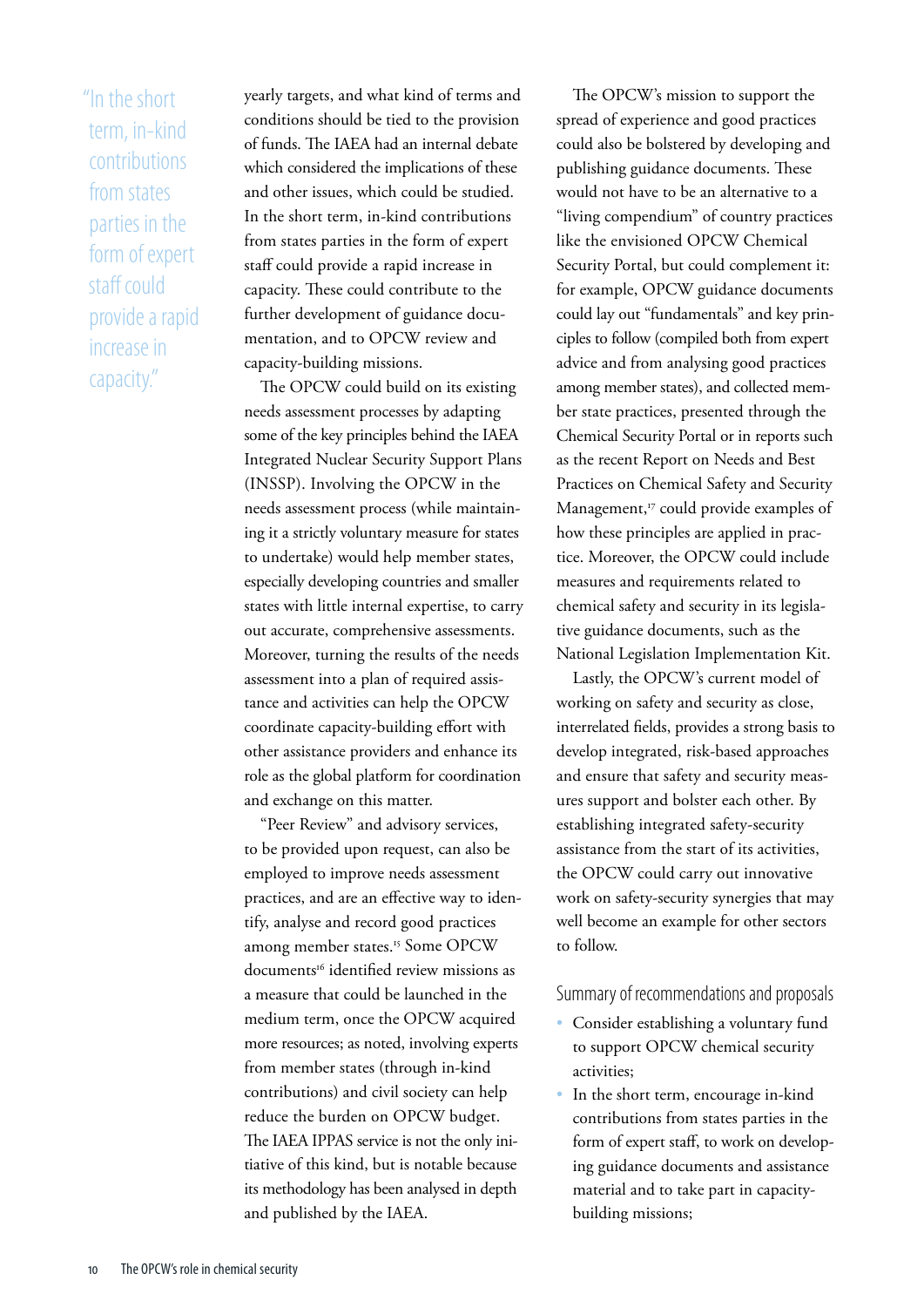> "In the short term, in-kind contributions from states parties in the form of expert staff could provide a rapid increase in capacity."

yearly targets, and what kind of terms and conditions should be tied to the provision of funds. The IAEA had an internal debate which considered the implications of these and other issues, which could be studied. In the short term, in-kind contributions from states parties in the form of expert staff could provide a rapid increase in capacity. These could contribute to the further development of guidance documentation, and to OPCW review and capacity-building missions.

The OPCW could build on its existing needs assessment processes by adapting some of the key principles behind the IAEA Integrated Nuclear Security Support Plans (INSSP). Involving the OPCW in the needs assessment process (while maintaining it a strictly voluntary measure for states to undertake) would help member states, especially developing countries and smaller states with little internal expertise, to carry out accurate, comprehensive assessments. Moreover, turning the results of the needs assessment into a plan of required assistance and activities can help the OPCW coordinate capacity-building effort with other assistance providers and enhance its role as the global platform for coordination and exchange on this matter.

"Peer Review" and advisory services, to be provided upon request, can also be employed to improve needs assessment practices, and are an effective way to identify, analyse and record good practices among member states.[15] Some OPCW documents[16] identified review missions as a measure that could be launched in the medium term, once the OPCW acquired more resources; as noted, involving experts from member states (through in-kind contributions) and civil society can help reduce the burden on OPCW budget. The IAEA IPPAS service is not the only initiative of this kind, but is notable because its methodology has been analysed in depth and published by the IAEA.

The OPCW's mission to support the spread of experience and good practices could also be bolstered by developing and publishing guidance documents. These would not have to be an alternative to a "living compendium" of country practices like the envisioned OPCW Chemical Security Portal, but could complement it: for example, OPCW guidance documents could lay out "fundamentals" and key principles to follow (compiled both from expert advice and from analysing good practices among member states), and collected member state practices, presented through the Chemical Security Portal or in reports such as the recent Report on Needs and Best Practices on Chemical Safety and Security Management,[17] could provide examples of how these principles are applied in practice. Moreover, the OPCW could include measures and requirements related to chemical safety and security in its legislative guidance documents, such as the National Legislation Implementation Kit.

Lastly, the OPCW's current model of working on safety and security as close, interrelated fields, provides a strong basis to develop integrated, risk-based approaches and ensure that safety and security measures support and bolster each other. By establishing integrated safety-security assistance from the start of its activities, the OPCW could carry out innovative work on safety-security synergies that may well become an example for other sectors to follow.

### Summary of recommendations and proposals

- Consider establishing a voluntary fund to support OPCW chemical security activities;
- In the short term, encourage in-kind contributions from states parties in the form of expert staff, to work on developing guidance documents and assistance material and to take part in capacity-building missions;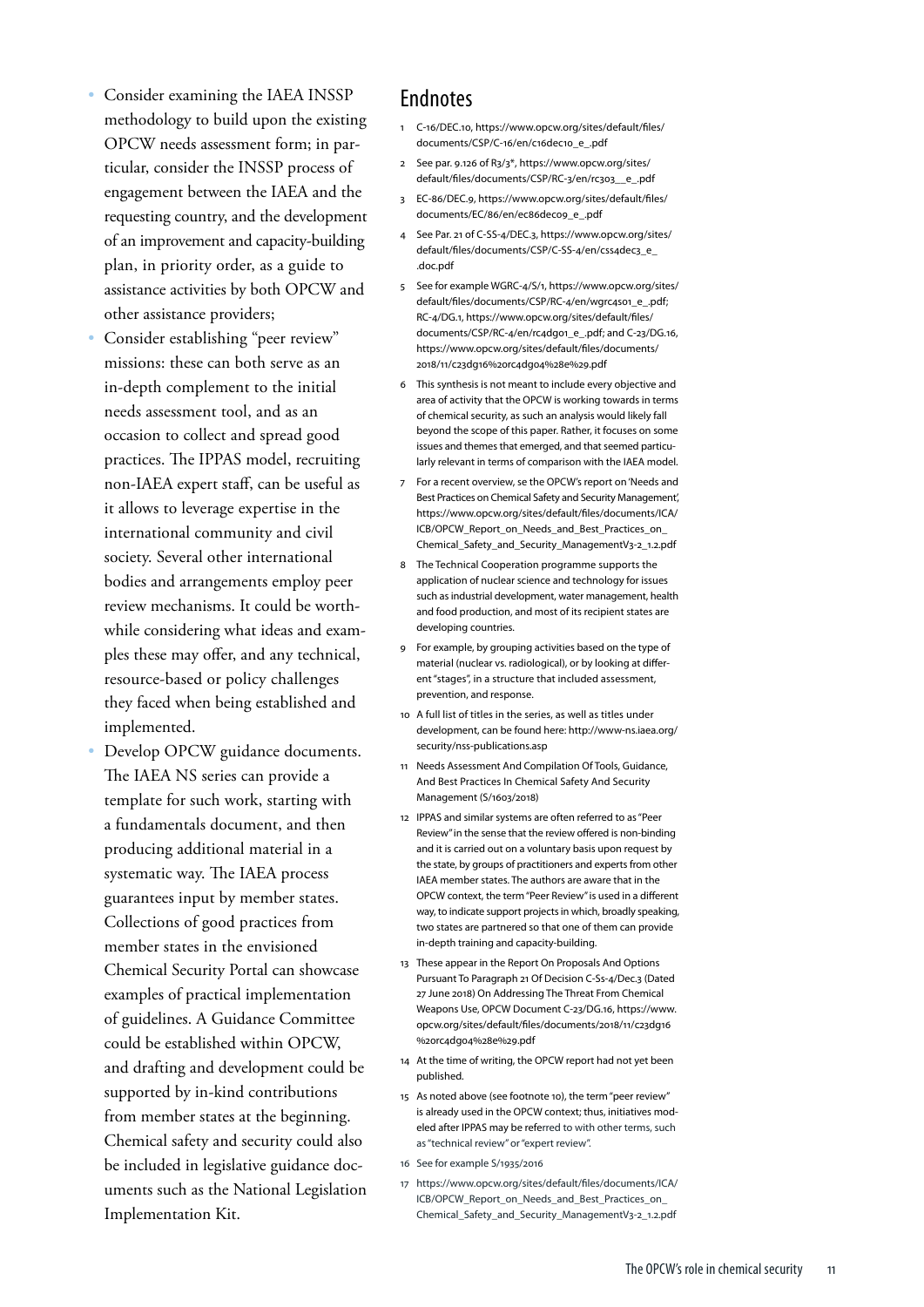- Consider examining the IAEA INSSP methodology to build upon the existing OPCW needs assessment form; in particular, consider the INSSP process of engagement between the IAEA and the requesting country, and the development of an improvement and capacity-building plan, in priority order, as a guide to assistance activities by both OPCW and other assistance providers;
- Consider establishing "peer review" missions: these can both serve as an in-depth complement to the initial needs assessment tool, and as an occasion to collect and spread good practices. The IPPAS model, recruiting non-IAEA expert staff, can be useful as it allows to leverage expertise in the international community and civil society. Several other international bodies and arrangements employ peer review mechanisms. It could be worthwhile considering what ideas and examples these may offer, and any technical, resource-based or policy challenges they faced when being established and implemented.
- Develop OPCW guidance documents. The IAEA NS series can provide a template for such work, starting with a fundamentals document, and then producing additional material in a systematic way. The IAEA process guarantees input by member states. Collections of good practices from member states in the envisioned Chemical Security Portal can showcase examples of practical implementation of guidelines. A Guidance Committee could be established within OPCW, and drafting and development could be supported by in-kind contributions from member states at the beginning. Chemical safety and security could also be included in legislative guidance documents such as the National Legislation Implementation Kit.

## Endnotes

1. C-16/DEC.10, https://www.opcw.org/sites/default/files/documents/CSP/C-16/en/c16dec10_e_.pdf
2. See par. 9.126 of R3/3*, https://www.opcw.org/sites/default/files/documents/CSP/RC-3/en/rc303__e_.pdf
3. EC-86/DEC.9, https://www.opcw.org/sites/default/files/documents/EC/86/en/ec86dec09_e_.pdf
4. See Par. 21 of C-SS-4/DEC.3, https://www.opcw.org/sites/default/files/documents/CSP/C-SS-4/en/css4dec3_e_.doc.pdf
5. See for example WGRC-4/S/1, https://www.opcw.org/sites/default/files/documents/CSP/RC-4/en/wgrc4s01_e_.pdf; RC-4/DG.1, https://www.opcw.org/sites/default/files/documents/CSP/RC-4/en/rc4dg01_e_.pdf; and C-23/DG.16, https://www.opcw.org/sites/default/files/documents/2018/11/c23dg16%20rc4dg04%28e%29.pdf
6. This synthesis is not meant to include every objective and area of activity that the OPCW is working towards in terms of chemical security, as such an analysis would likely fall beyond the scope of this paper. Rather, it focuses on some issues and themes that emerged, and that seemed particularly relevant in terms of comparison with the IAEA model.
7. For a recent overview, se the OPCW's report on 'Needs and Best Practices on Chemical Safety and Security Management', https://www.opcw.org/sites/default/files/documents/ICA/ICB/OPCW_Report_on_Needs_and_Best_Practices_on_Chemical_Safety_and_Security_ManagementV3-2_1.2.pdf
8. The Technical Cooperation programme supports the application of nuclear science and technology for issues such as industrial development, water management, health and food production, and most of its recipient states are developing countries.
9. For example, by grouping activities based on the type of material (nuclear vs. radiological), or by looking at different "stages", in a structure that included assessment, prevention, and response.
10. A full list of titles in the series, as well as titles under development, can be found here: http://www-ns.iaea.org/security/nss-publications.asp
11. Needs Assessment And Compilation Of Tools, Guidance, And Best Practices In Chemical Safety And Security Management (S/1603/2018)
12. IPPAS and similar systems are often referred to as "Peer Review" in the sense that the review offered is non-binding and it is carried out on a voluntary basis upon request by the state, by groups of practitioners and experts from other IAEA member states. The authors are aware that in the OPCW context, the term "Peer Review" is used in a different way, to indicate support projects in which, broadly speaking, two states are partnered so that one of them can provide in-depth training and capacity-building.
13. These appear in the Report On Proposals And Options Pursuant To Paragraph 21 Of Decision C-Ss-4/Dec.3 (Dated 27 June 2018) On Addressing The Threat From Chemical Weapons Use, OPCW Document C-23/DG.16, https://www.opcw.org/sites/default/files/documents/2018/11/c23dg16%20rc4dg04%28e%29.pdf
14. At the time of writing, the OPCW report had not yet been published.
15. As noted above (see footnote 10), the term "peer review" is already used in the OPCW context; thus, initiatives modeled after IPPAS may be referred to with other terms, such as "technical review" or "expert review".
16. See for example S/1935/2016
17. https://www.opcw.org/sites/default/files/documents/ICA/ICB/OPCW_Report_on_Needs_and_Best_Practices_on_Chemical_Safety_and_Security_ManagementV3-2_1.2.pdf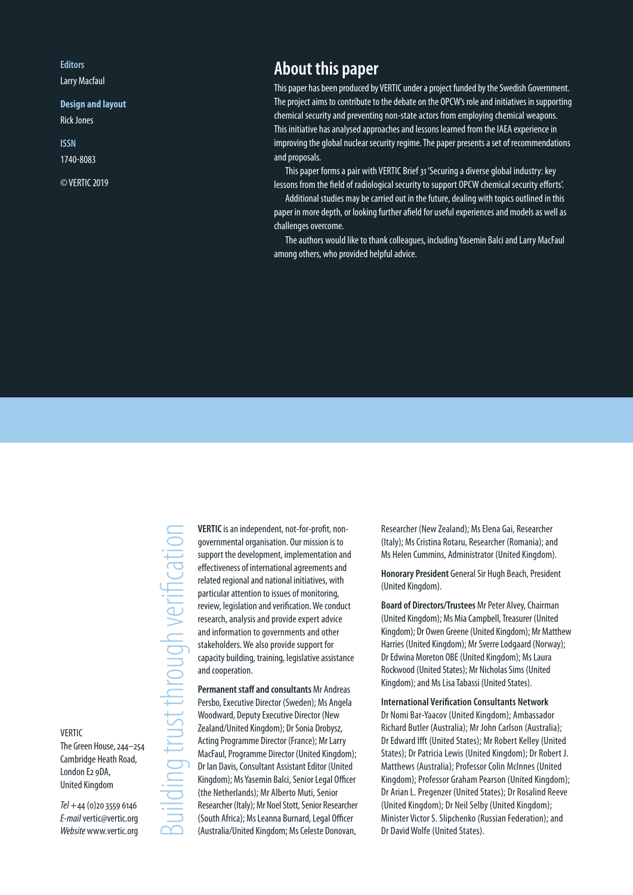**Editors**

Larry Macfaul

**Design and layout**

Rick Jones

**ISSN**

1740-8083

© VERTIC 2019

## About this paper

This paper has been produced by VERTIC under a project funded by the Swedish Government. The project aims to contribute to the debate on the OPCW's role and initiatives in supporting chemical security and preventing non-state actors from employing chemical weapons. This initiative has analysed approaches and lessons learned from the IAEA experience in improving the global nuclear security regime. The paper presents a set of recommendations and proposals.

This paper forms a pair with VERTIC Brief 31 'Securing a diverse global industry: key lessons from the field of radiological security to support OPCW chemical security efforts'.

Additional studies may be carried out in the future, dealing with topics outlined in this paper in more depth, or looking further afield for useful experiences and models as well as challenges overcome.

The authors would like to thank colleagues, including Yasemin Balci and Larry MacFaul among others, who provided helpful advice.

VERTIC
The Green House, 244–254
Cambridge Heath Road,
London E2 9DA,
United Kingdom

*Tel* +44 (0)20 3559 6146
*E-mail* vertic@vertic.org
*Website* www.vertic.org

Building trust through verification

**VERTIC** is an independent, not-for-profit, non-governmental organisation. Our mission is to support the development, implementation and effectiveness of international agreements and related regional and national initiatives, with particular attention to issues of monitoring, review, legislation and verification. We conduct research, analysis and provide expert advice and information to governments and other stakeholders. We also provide support for capacity building, training, legislative assistance and cooperation.

**Permanent staff and consultants** Mr Andreas Persbo, Executive Director (Sweden); Ms Angela Woodward, Deputy Executive Director (New Zealand/United Kingdom); Dr Sonia Drobysz, Acting Programme Director (France); Mr Larry MacFaul, Programme Director (United Kingdom); Dr Ian Davis, Consultant Assistant Editor (United Kingdom); Ms Yasemin Balci, Senior Legal Officer (the Netherlands); Mr Alberto Muti, Senior Researcher (Italy); Mr Noel Stott, Senior Researcher (South Africa); Ms Leanna Burnard, Legal Officer (Australia/United Kingdom; Ms Celeste Donovan, Researcher (New Zealand); Ms Elena Gai, Researcher (Italy); Ms Cristina Rotaru, Researcher (Romania); and Ms Helen Cummins, Administrator (United Kingdom).

**Honorary President** General Sir Hugh Beach, President (United Kingdom).

**Board of Directors/Trustees** Mr Peter Alvey, Chairman (United Kingdom); Ms Mia Campbell, Treasurer (United Kingdom); Dr Owen Greene (United Kingdom); Mr Matthew Harries (United Kingdom); Mr Sverre Lodgaard (Norway); Dr Edwina Moreton OBE (United Kingdom); Ms Laura Rockwood (United States); Mr Nicholas Sims (United Kingdom); and Ms Lisa Tabassi (United States).

**International Verification Consultants Network** Dr Nomi Bar-Yaacov (United Kingdom); Ambassador Richard Butler (Australia); Mr John Carlson (Australia); Dr Edward Ifft (United States); Mr Robert Kelley (United States); Dr Patricia Lewis (United Kingdom); Dr Robert J. Matthews (Australia); Professor Colin McInnes (United Kingdom); Professor Graham Pearson (United Kingdom); Dr Arian L. Pregenzer (United States); Dr Rosalind Reeve (United Kingdom); Dr Neil Selby (United Kingdom); Minister Victor S. Slipchenko (Russian Federation); and Dr David Wolfe (United States).